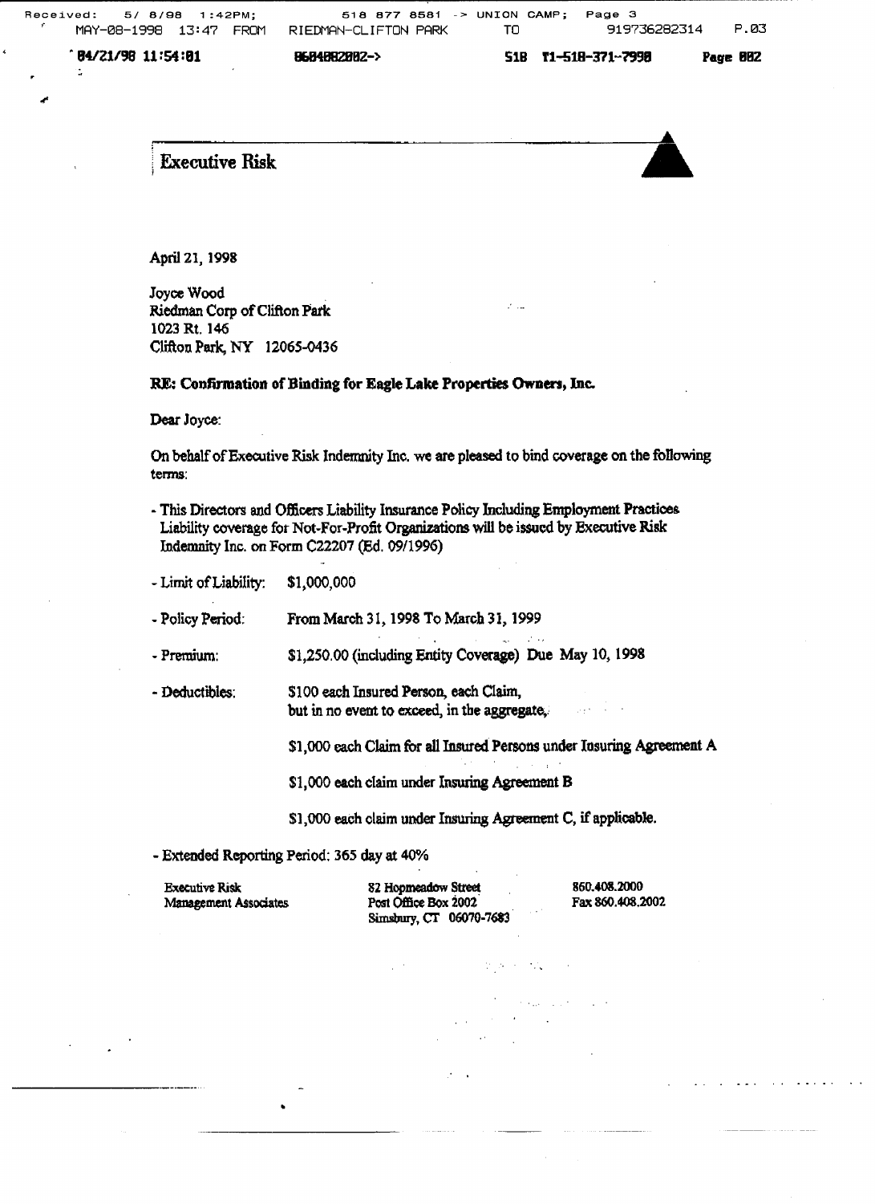## Executive Risk

April 21, 1998

Joyce Wood
Riedman Corp of Clifton Park
1023 Rt. 146
Clifton Park, NY 12065-0436

**RE: Confirmation of Binding for Eagle Lake Properties Owners, Inc.**

Dear Joyce:

On behalf of Executive Risk Indemnity Inc. we are pleased to bind coverage on the following terms:

- This Directors and Officers Liability Insurance Policy Including Employment Practices Liability coverage for Not-For-Profit Organizations will be issued by Executive Risk Indemnity Inc. on Form C22207 (Ed. 09/1996)

- Limit of Liability: $1,000,000

- Policy Period: From March 31, 1998 To March 31, 1999

- Premium: $1,250.00 (including Entity Coverage) Due May 10, 1998

- Deductibles: $100 each Insured Person, each Claim, but in no event to exceed, in the aggregate,

  $1,000 each Claim for all Insured Persons under Insuring Agreement A

  $1,000 each claim under Insuring Agreement B

  $1,000 each claim under Insuring Agreement C, if applicable.

- Extended Reporting Period: 365 day at 40%

Executive Risk Management Associates
82 Hopmeadow Street
Post Office Box 2002
Simsbury, CT 06070-7683
860.408.2000
Fax 860.408.2002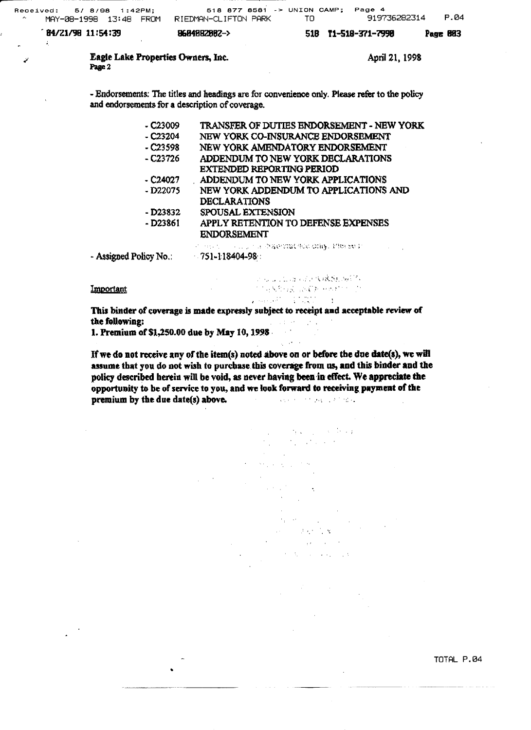**Eagle Lake Properties Owners, Inc.**
**Page 2**

April 21, 1998

- Endorsements: The titles and headings are for convenience only. Please refer to the policy and endorsements for a description of coverage.

| | |
|---|---|
| - C23009 | TRANSFER OF DUTIES ENDORSEMENT - NEW YORK |
| - C23204 | NEW YORK CO-INSURANCE ENDORSEMENT |
| - C23598 | NEW YORK AMENDATORY ENDORSEMENT |
| - C23726 | ADDENDUM TO NEW YORK DECLARATIONS EXTENDED REPORTING PERIOD |
| - C24027 | ADDENDUM TO NEW YORK APPLICATIONS |
| - D22075 | NEW YORK ADDENDUM TO APPLICATIONS AND DECLARATIONS |
| - D23832 | SPOUSAL EXTENSION |
| - D23861 | APPLY RETENTION TO DEFENSE EXPENSES ENDORSEMENT |

- Assigned Policy No.: 751-118404-98

Important

**This binder of coverage is made expressly subject to receipt and acceptable review of the following:**

**1. Premium of $1,250.00 due by May 10, 1998**

**If we do not receive any of the item(s) noted above on or before the due date(s), we will assume that you do not wish to purchase this coverage from us, and this binder and the policy described herein will be void, as never having been in effect. We appreciate the opportunity to be of service to you, and we look forward to receiving payment of the premium by the due date(s) above.**